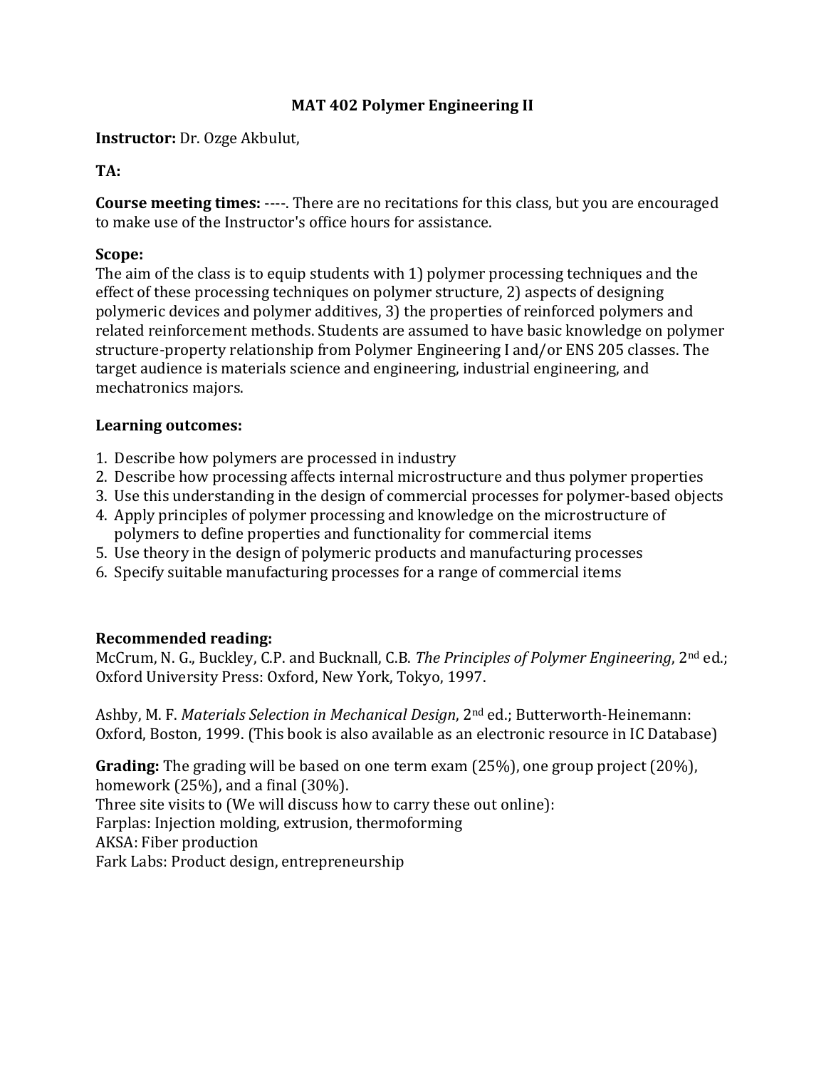# MAT 402 Polymer Engineering II

**Instructor:** Dr. Ozge Akbulut,

**TA:**

**Course meeting times:** ----. There are no recitations for this class, but you are encouraged to make use of the Instructor's office hours for assistance.

**Scope:**
The aim of the class is to equip students with 1) polymer processing techniques and the effect of these processing techniques on polymer structure, 2) aspects of designing polymeric devices and polymer additives, 3) the properties of reinforced polymers and related reinforcement methods. Students are assumed to have basic knowledge on polymer structure-property relationship from Polymer Engineering I and/or ENS 205 classes. The target audience is materials science and engineering, industrial engineering, and mechatronics majors.

**Learning outcomes:**

1. Describe how polymers are processed in industry
2. Describe how processing affects internal microstructure and thus polymer properties
3. Use this understanding in the design of commercial processes for polymer-based objects
4. Apply principles of polymer processing and knowledge on the microstructure of polymers to define properties and functionality for commercial items
5. Use theory in the design of polymeric products and manufacturing processes
6. Specify suitable manufacturing processes for a range of commercial items

**Recommended reading:**
McCrum, N. G., Buckley, C.P. and Bucknall, C.B. *The Principles of Polymer Engineering*, 2nd ed.; Oxford University Press: Oxford, New York, Tokyo, 1997.

Ashby, M. F. *Materials Selection in Mechanical Design*, 2nd ed.; Butterworth-Heinemann: Oxford, Boston, 1999. (This book is also available as an electronic resource in IC Database)

**Grading:** The grading will be based on one term exam (25%), one group project (20%), homework (25%), and a final (30%).
Three site visits to (We will discuss how to carry these out online):
Farplas: Injection molding, extrusion, thermoforming
AKSA: Fiber production
Fark Labs: Product design, entrepreneurship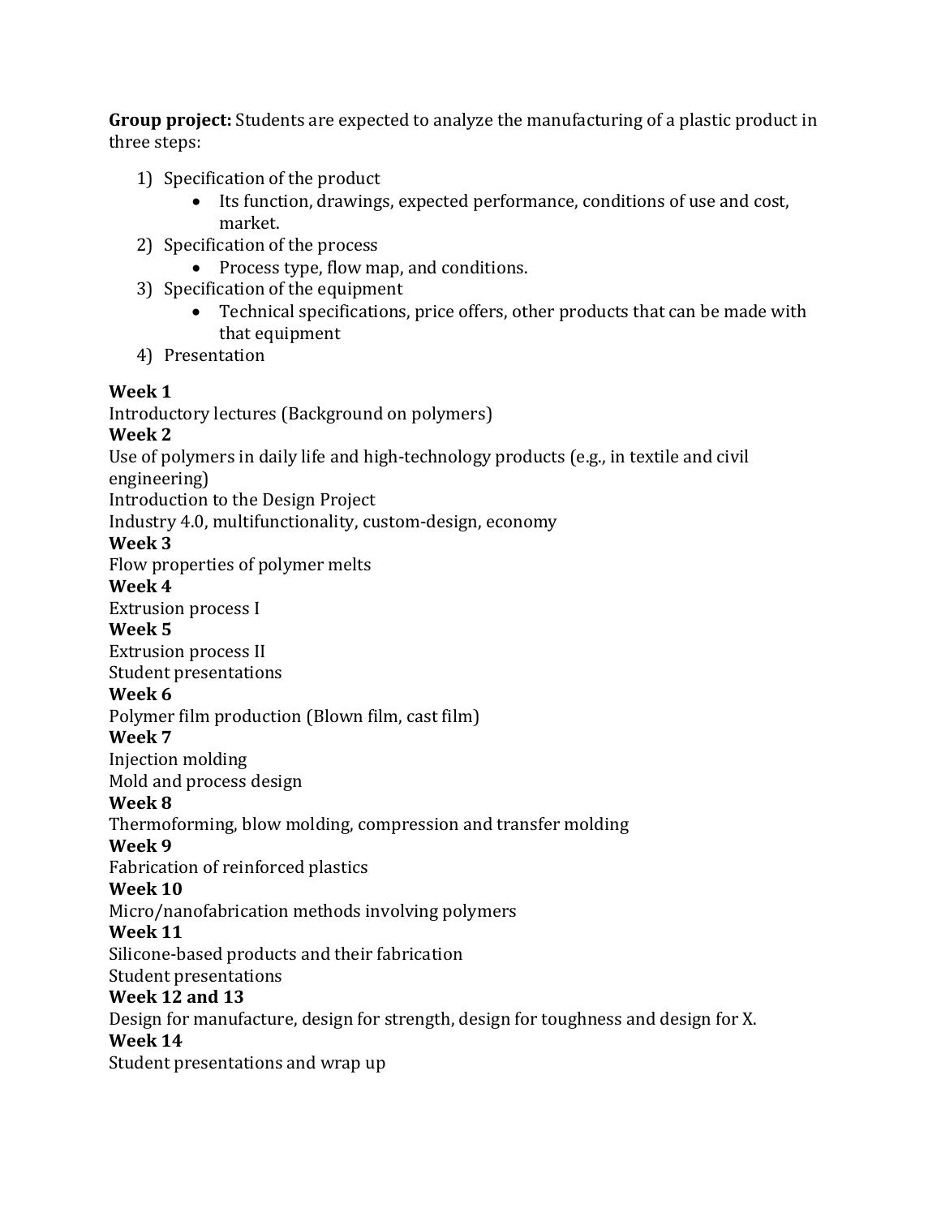**Group project:** Students are expected to analyze the manufacturing of a plastic product in three steps:

1) Specification of the product
    - Its function, drawings, expected performance, conditions of use and cost, market.
2) Specification of the process
    - Process type, flow map, and conditions.
3) Specification of the equipment
    - Technical specifications, price offers, other products that can be made with that equipment
4) Presentation

**Week 1**
Introductory lectures (Background on polymers)

**Week 2**
Use of polymers in daily life and high-technology products (e.g., in textile and civil engineering)
Introduction to the Design Project
Industry 4.0, multifunctionality, custom-design, economy

**Week 3**
Flow properties of polymer melts

**Week 4**
Extrusion process I

**Week 5**
Extrusion process II
Student presentations

**Week 6**
Polymer film production (Blown film, cast film)

**Week 7**
Injection molding
Mold and process design

**Week 8**
Thermoforming, blow molding, compression and transfer molding

**Week 9**
Fabrication of reinforced plastics

**Week 10**
Micro/nanofabrication methods involving polymers

**Week 11**
Silicone-based products and their fabrication
Student presentations

**Week 12 and 13**
Design for manufacture, design for strength, design for toughness and design for X.

**Week 14**
Student presentations and wrap up